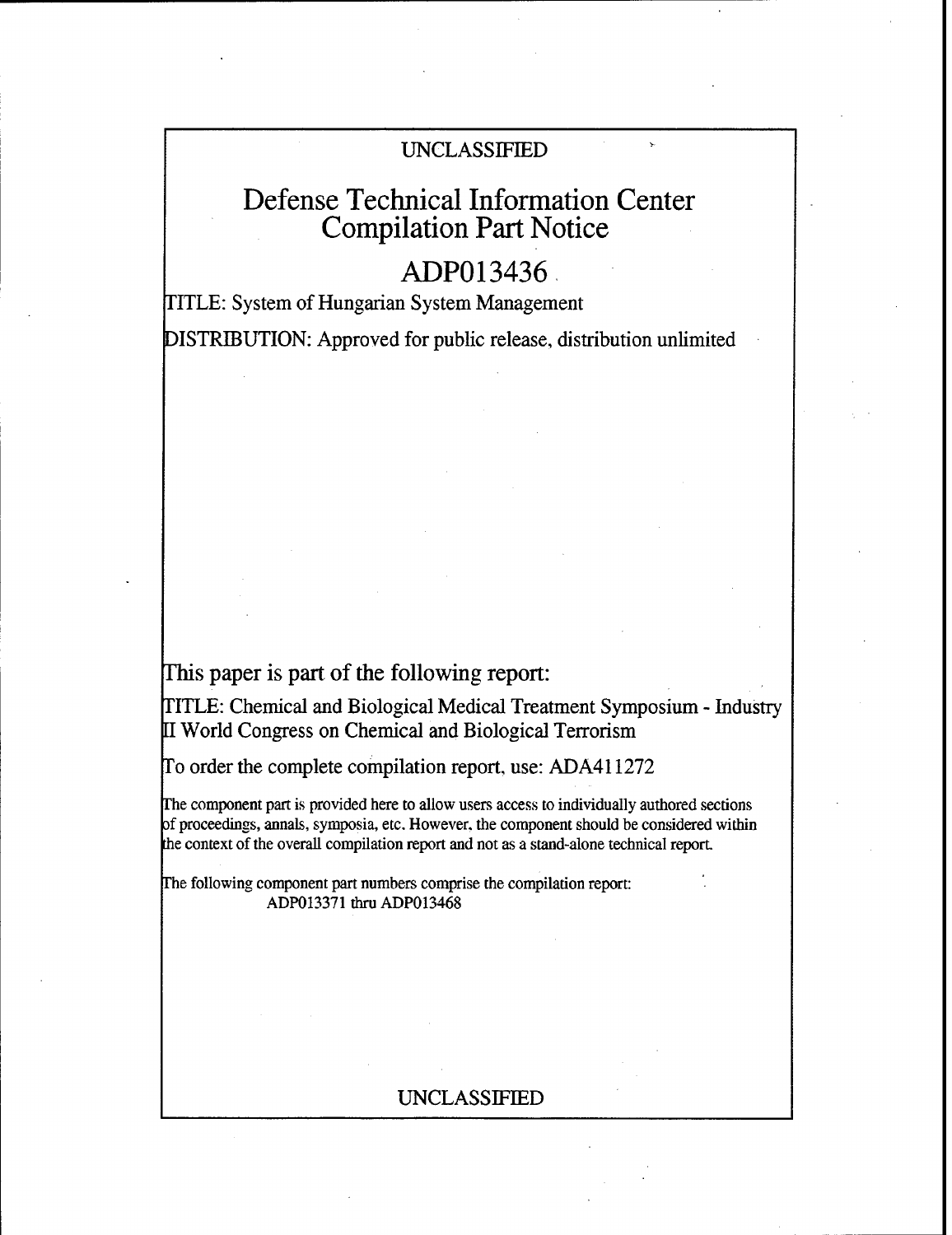UNCLASSIFIED

# Defense Technical Information Center Compilation Part Notice

## ADP013436

TITLE: System of Hungarian System Management

DISTRIBUTION: Approved for public release, distribution unlimited

This paper is part of the following report:

TITLE: Chemical and Biological Medical Treatment Symposium - Industry II World Congress on Chemical and Biological Terrorism

To order the complete compilation report, use: ADA411272

The component part is provided here to allow users access to individually authored sections of proceedings, annals, symposia, etc. However, the component should be considered within the context of the overall compilation report and not as a stand-alone technical report.

The following component part numbers comprise the compilation report:
ADP013371 thru ADP013468

UNCLASSIFIED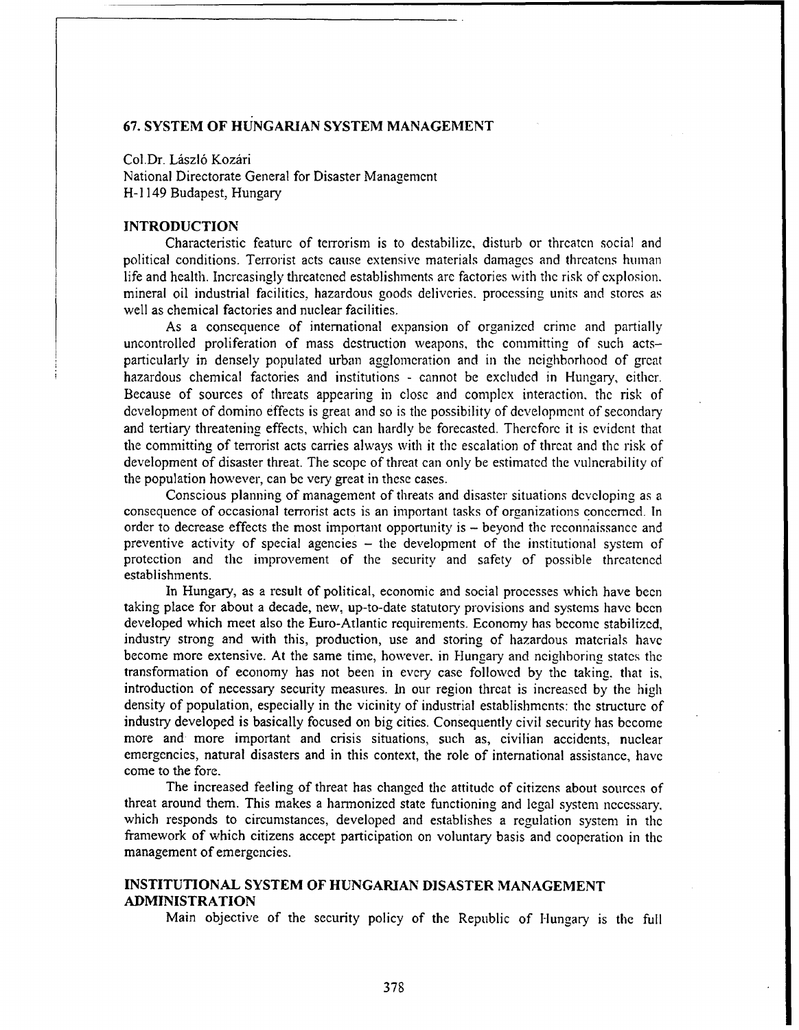## 67. SYSTEM OF HUNGARIAN SYSTEM MANAGEMENT

Col.Dr. László Kozári
National Directorate General for Disaster Management
H-1149 Budapest, Hungary

### INTRODUCTION

Characteristic feature of terrorism is to destabilize, disturb or threaten social and political conditions. Terrorist acts cause extensive materials damages and threatens human life and health. Increasingly threatened establishments are factories with the risk of explosion, mineral oil industrial facilities, hazardous goods deliveries, processing units and stores as well as chemical factories and nuclear facilities.

As a consequence of international expansion of organized crime and partially uncontrolled proliferation of mass destruction weapons, the committing of such acts– particularly in densely populated urban agglomeration and in the neighborhood of great hazardous chemical factories and institutions - cannot be excluded in Hungary, either. Because of sources of threats appearing in close and complex interaction, the risk of development of domino effects is great and so is the possibility of development of secondary and tertiary threatening effects, which can hardly be forecasted. Therefore it is evident that the committing of terrorist acts carries always with it the escalation of threat and the risk of development of disaster threat. The scope of threat can only be estimated the vulnerability of the population however, can be very great in these cases.

Conscious planning of management of threats and disaster situations developing as a consequence of occasional terrorist acts is an important tasks of organizations concerned. In order to decrease effects the most important opportunity is – beyond the reconnaissance and preventive activity of special agencies – the development of the institutional system of protection and the improvement of the security and safety of possible threatened establishments.

In Hungary, as a result of political, economic and social processes which have been taking place for about a decade, new, up-to-date statutory provisions and systems have been developed which meet also the Euro-Atlantic requirements. Economy has become stabilized, industry strong and with this, production, use and storing of hazardous materials have become more extensive. At the same time, however, in Hungary and neighboring states the transformation of economy has not been in every case followed by the taking, that is, introduction of necessary security measures. In our region threat is increased by the high density of population, especially in the vicinity of industrial establishments: the structure of industry developed is basically focused on big cities. Consequently civil security has become more and more important and crisis situations, such as, civilian accidents, nuclear emergencies, natural disasters and in this context, the role of international assistance, have come to the fore.

The increased feeling of threat has changed the attitude of citizens about sources of threat around them. This makes a harmonized state functioning and legal system necessary, which responds to circumstances, developed and establishes a regulation system in the framework of which citizens accept participation on voluntary basis and cooperation in the management of emergencies.

### INSTITUTIONAL SYSTEM OF HUNGARIAN DISASTER MANAGEMENT ADMINISTRATION

Main objective of the security policy of the Republic of Hungary is the full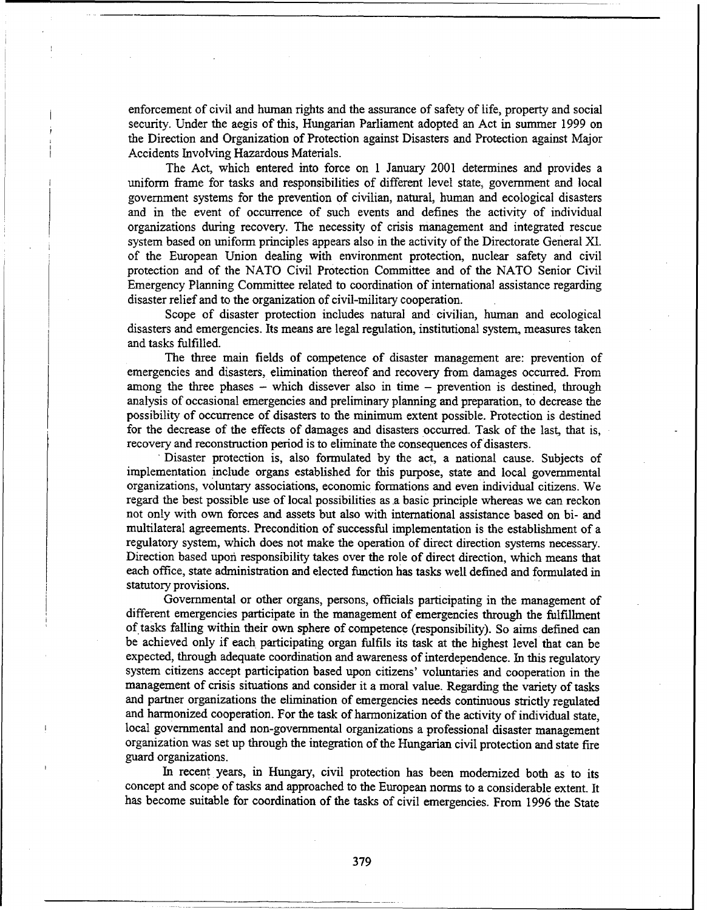enforcement of civil and human rights and the assurance of safety of life, property and social security. Under the aegis of this, Hungarian Parliament adopted an Act in summer 1999 on the Direction and Organization of Protection against Disasters and Protection against Major Accidents Involving Hazardous Materials.

The Act, which entered into force on 1 January 2001 determines and provides a uniform frame for tasks and responsibilities of different level state, government and local government systems for the prevention of civilian, natural, human and ecological disasters and in the event of occurrence of such events and defines the activity of individual organizations during recovery. The necessity of crisis management and integrated rescue system based on uniform principles appears also in the activity of the Directorate General XI. of the European Union dealing with environment protection, nuclear safety and civil protection and of the NATO Civil Protection Committee and of the NATO Senior Civil Emergency Planning Committee related to coordination of international assistance regarding disaster relief and to the organization of civil-military cooperation.

Scope of disaster protection includes natural and civilian, human and ecological disasters and emergencies. Its means are legal regulation, institutional system, measures taken and tasks fulfilled.

The three main fields of competence of disaster management are: prevention of emergencies and disasters, elimination thereof and recovery from damages occurred. From among the three phases – which dissever also in time – prevention is destined, through analysis of occasional emergencies and preliminary planning and preparation, to decrease the possibility of occurrence of disasters to the minimum extent possible. Protection is destined for the decrease of the effects of damages and disasters occurred. Task of the last, that is, recovery and reconstruction period is to eliminate the consequences of disasters.

Disaster protection is, also formulated by the act, a national cause. Subjects of implementation include organs established for this purpose, state and local governmental organizations, voluntary associations, economic formations and even individual citizens. We regard the best possible use of local possibilities as a basic principle whereas we can reckon not only with own forces and assets but also with international assistance based on bi- and multilateral agreements. Precondition of successful implementation is the establishment of a regulatory system, which does not make the operation of direct direction systems necessary. Direction based upon responsibility takes over the role of direct direction, which means that each office, state administration and elected function has tasks well defined and formulated in statutory provisions.

Governmental or other organs, persons, officials participating in the management of different emergencies participate in the management of emergencies through the fulfillment of tasks falling within their own sphere of competence (responsibility). So aims defined can be achieved only if each participating organ fulfils its task at the highest level that can be expected, through adequate coordination and awareness of interdependence. In this regulatory system citizens accept participation based upon citizens' voluntaries and cooperation in the management of crisis situations and consider it a moral value. Regarding the variety of tasks and partner organizations the elimination of emergencies needs continuous strictly regulated and harmonized cooperation. For the task of harmonization of the activity of individual state, local governmental and non-governmental organizations a professional disaster management organization was set up through the integration of the Hungarian civil protection and state fire guard organizations.

In recent years, in Hungary, civil protection has been modernized both as to its concept and scope of tasks and approached to the European norms to a considerable extent. It has become suitable for coordination of the tasks of civil emergencies. From 1996 the State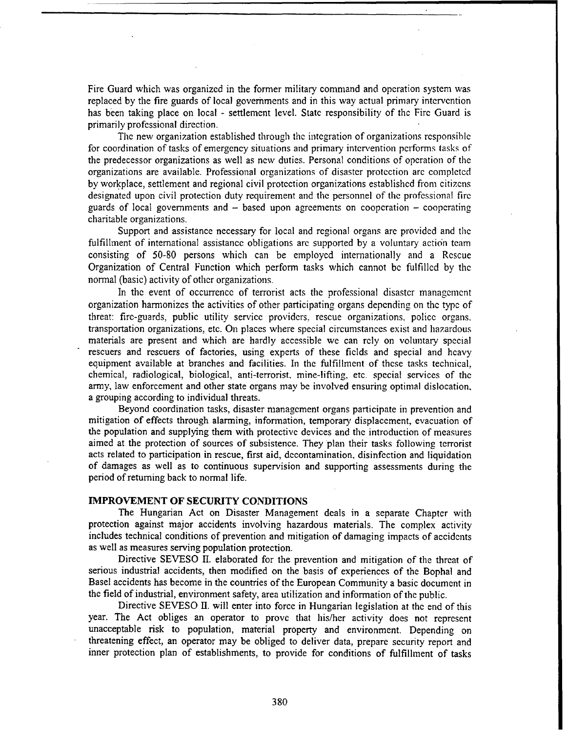Fire Guard which was organized in the former military command and operation system was replaced by the fire guards of local governments and in this way actual primary intervention has been taking place on local - settlement level. State responsibility of the Fire Guard is primarily professional direction.

The new organization established through the integration of organizations responsible for coordination of tasks of emergency situations and primary intervention performs tasks of the predecessor organizations as well as new duties. Personal conditions of operation of the organizations are available. Professional organizations of disaster protection are completed by workplace, settlement and regional civil protection organizations established from citizens designated upon civil protection duty requirement and the personnel of the professional fire guards of local governments and – based upon agreements on cooperation – cooperating charitable organizations.

Support and assistance necessary for local and regional organs are provided and the fulfillment of international assistance obligations are supported by a voluntary action team consisting of 50-80 persons which can be employed internationally and a Rescue Organization of Central Function which perform tasks which cannot be fulfilled by the normal (basic) activity of other organizations.

In the event of occurrence of terrorist acts the professional disaster management organization harmonizes the activities of other participating organs depending on the type of threat: fire-guards, public utility service providers, rescue organizations, police organs, transportation organizations, etc. On places where special circumstances exist and hazardous materials are present and which are hardly accessible we can rely on voluntary special rescuers and rescuers of factories, using experts of these fields and special and heavy equipment available at branches and facilities. In the fulfillment of these tasks technical, chemical, radiological, biological, anti-terrorist, mine-lifting, etc. special services of the army, law enforcement and other state organs may be involved ensuring optimal dislocation, a grouping according to individual threats.

Beyond coordination tasks, disaster management organs participate in prevention and mitigation of effects through alarming, information, temporary displacement, evacuation of the population and supplying them with protective devices and the introduction of measures aimed at the protection of sources of subsistence. They plan their tasks following terrorist acts related to participation in rescue, first aid, decontamination, disinfection and liquidation of damages as well as to continuous supervision and supporting assessments during the period of returning back to normal life.

## IMPROVEMENT OF SECURITY CONDITIONS

The Hungarian Act on Disaster Management deals in a separate Chapter with protection against major accidents involving hazardous materials. The complex activity includes technical conditions of prevention and mitigation of damaging impacts of accidents as well as measures serving population protection.

Directive SEVESO II. elaborated for the prevention and mitigation of the threat of serious industrial accidents, then modified on the basis of experiences of the Bophal and Basel accidents has become in the countries of the European Community a basic document in the field of industrial, environment safety, area utilization and information of the public.

Directive SEVESO II. will enter into force in Hungarian legislation at the end of this year. The Act obliges an operator to prove that his/her activity does not represent unacceptable risk to population, material property and environment. Depending on threatening effect, an operator may be obliged to deliver data, prepare security report and inner protection plan of establishments, to provide for conditions of fulfillment of tasks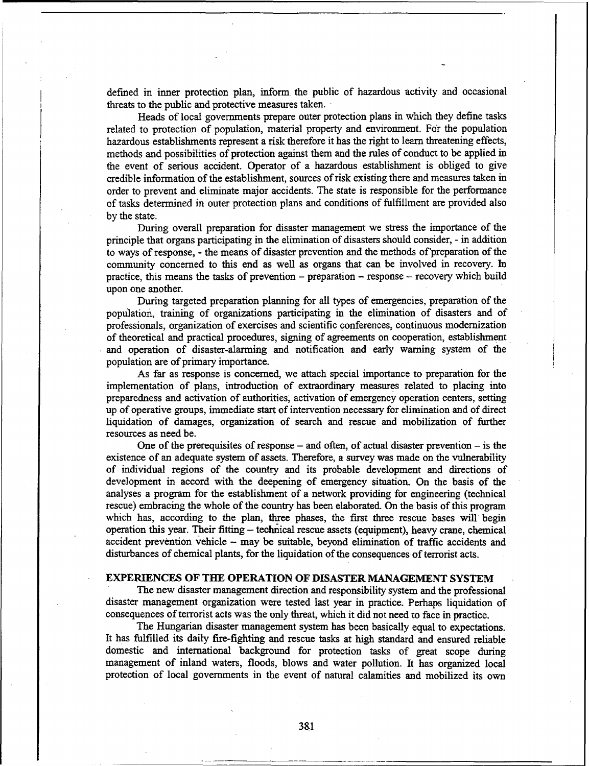defined in inner protection plan, inform the public of hazardous activity and occasional threats to the public and protective measures taken.

Heads of local governments prepare outer protection plans in which they define tasks related to protection of population, material property and environment. For the population hazardous establishments represent a risk therefore it has the right to learn threatening effects, methods and possibilities of protection against them and the rules of conduct to be applied in the event of serious accident. Operator of a hazardous establishment is obliged to give credible information of the establishment, sources of risk existing there and measures taken in order to prevent and eliminate major accidents. The state is responsible for the performance of tasks determined in outer protection plans and conditions of fulfillment are provided also by the state.

During overall preparation for disaster management we stress the importance of the principle that organs participating in the elimination of disasters should consider, - in addition to ways of response, - the means of disaster prevention and the methods of preparation of the community concerned to this end as well as organs that can be involved in recovery. In practice, this means the tasks of prevention – preparation – response – recovery which build upon one another.

During targeted preparation planning for all types of emergencies, preparation of the population, training of organizations participating in the elimination of disasters and of professionals, organization of exercises and scientific conferences, continuous modernization of theoretical and practical procedures, signing of agreements on cooperation, establishment and operation of disaster-alarming and notification and early warning system of the population are of primary importance.

As far as response is concerned, we attach special importance to preparation for the implementation of plans, introduction of extraordinary measures related to placing into preparedness and activation of authorities, activation of emergency operation centers, setting up of operative groups, immediate start of intervention necessary for elimination and of direct liquidation of damages, organization of search and rescue and mobilization of further resources as need be.

One of the prerequisites of response – and often, of actual disaster prevention – is the existence of an adequate system of assets. Therefore, a survey was made on the vulnerability of individual regions of the country and its probable development and directions of development in accord with the deepening of emergency situation. On the basis of the analyses a program for the establishment of a network providing for engineering (technical rescue) embracing the whole of the country has been elaborated. On the basis of this program which has, according to the plan, three phases, the first three rescue bases will begin operation this year. Their fitting – technical rescue assets (equipment), heavy crane, chemical accident prevention vehicle – may be suitable, beyond elimination of traffic accidents and disturbances of chemical plants, for the liquidation of the consequences of terrorist acts.

## EXPERIENCES OF THE OPERATION OF DISASTER MANAGEMENT SYSTEM

The new disaster management direction and responsibility system and the professional disaster management organization were tested last year in practice. Perhaps liquidation of consequences of terrorist acts was the only threat, which it did not need to face in practice.

The Hungarian disaster management system has been basically equal to expectations. It has fulfilled its daily fire-fighting and rescue tasks at high standard and ensured reliable domestic and international background for protection tasks of great scope during management of inland waters, floods, blows and water pollution. It has organized local protection of local governments in the event of natural calamities and mobilized its own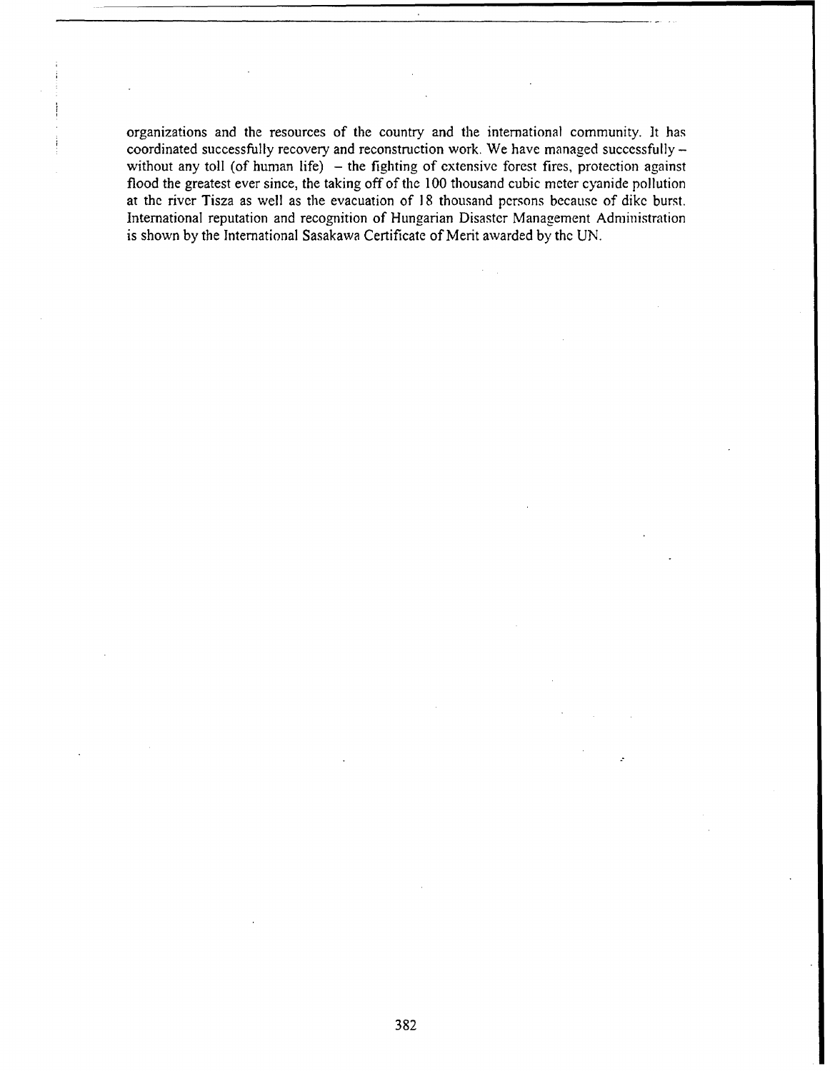organizations and the resources of the country and the international community. It has coordinated successfully recovery and reconstruction work. We have managed successfully – without any toll (of human life) – the fighting of extensive forest fires, protection against flood the greatest ever since, the taking off of the 100 thousand cubic meter cyanide pollution at the river Tisza as well as the evacuation of 18 thousand persons because of dike burst. International reputation and recognition of Hungarian Disaster Management Administration is shown by the International Sasakawa Certificate of Merit awarded by the UN.